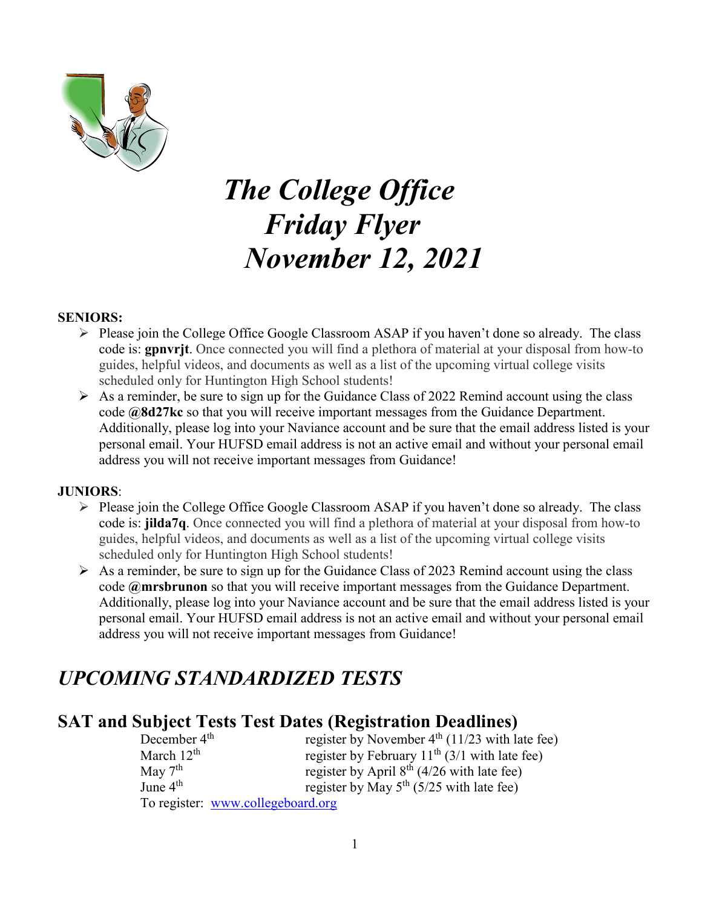# *The College Office Friday Flyer November 12, 2021*

**SENIORS:**

- Please join the College Office Google Classroom ASAP if you haven't done so already. The class code is: **gpnvrjt**. Once connected you will find a plethora of material at your disposal from how-to guides, helpful videos, and documents as well as a list of the upcoming virtual college visits scheduled only for Huntington High School students!
- As a reminder, be sure to sign up for the Guidance Class of 2022 Remind account using the class code **@8d27kc** so that you will receive important messages from the Guidance Department. Additionally, please log into your Naviance account and be sure that the email address listed is your personal email. Your HUFSD email address is not an active email and without your personal email address you will not receive important messages from Guidance!

**JUNIORS**:

- Please join the College Office Google Classroom ASAP if you haven't done so already. The class code is: **jilda7q**. Once connected you will find a plethora of material at your disposal from how-to guides, helpful videos, and documents as well as a list of the upcoming virtual college visits scheduled only for Huntington High School students!
- As a reminder, be sure to sign up for the Guidance Class of 2023 Remind account using the class code **@mrsbrunon** so that you will receive important messages from the Guidance Department. Additionally, please log into your Naviance account and be sure that the email address listed is your personal email. Your HUFSD email address is not an active email and without your personal email address you will not receive important messages from Guidance!

## *UPCOMING STANDARDIZED TESTS*

### SAT and Subject Tests Test Dates (Registration Deadlines)

| | |
|---|---|
| December 4th | register by November 4th (11/23 with late fee) |
| March 12th | register by February 11th (3/1 with late fee) |
| May 7th | register by April 8th (4/26 with late fee) |
| June 4th | register by May 5th (5/25 with late fee) |

To register: www.collegeboard.org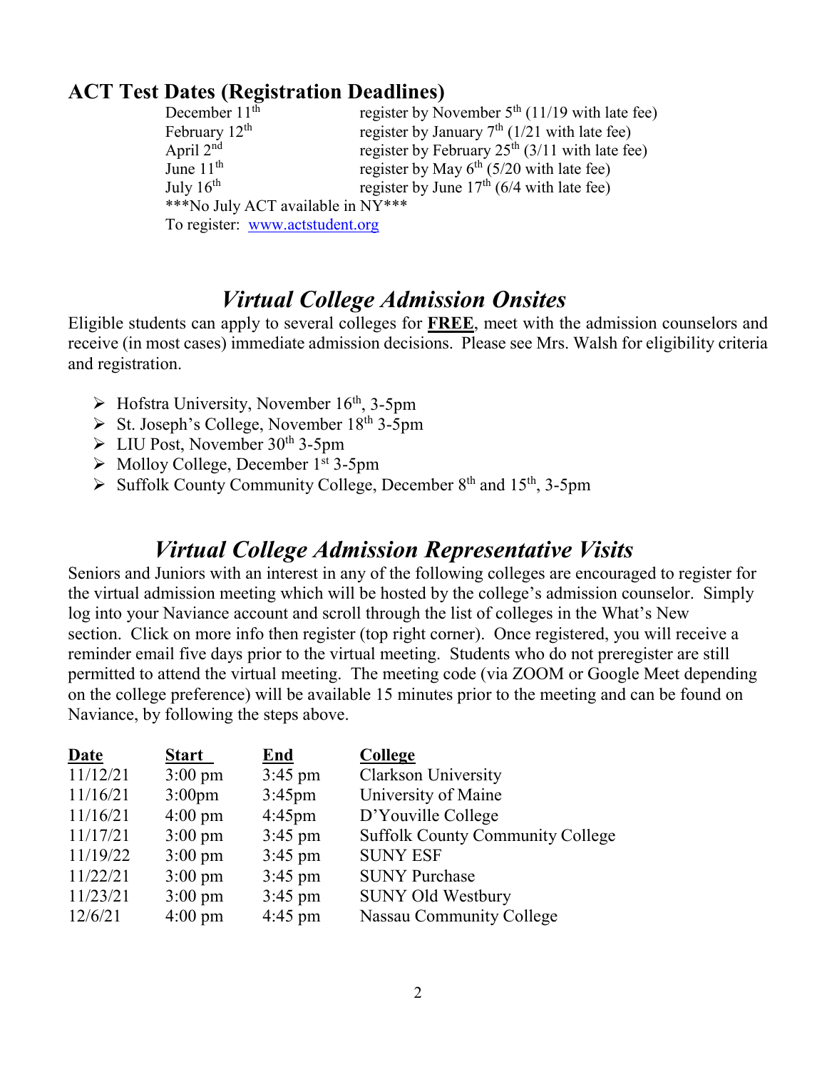## ACT Test Dates (Registration Deadlines)

| | |
|---|---|
| December 11th | register by November 5th (11/19 with late fee) |
| February 12th | register by January 7th (1/21 with late fee) |
| April 2nd | register by February 25th (3/11 with late fee) |
| June 11th | register by May 6th (5/20 with late fee) |
| July 16th | register by June 17th (6/4 with late fee) |

***No July ACT available in NY***

To register: [www.actstudent.org](http://www.actstudent.org)

## *Virtual College Admission Onsites*

Eligible students can apply to several colleges for **FREE**, meet with the admission counselors and receive (in most cases) immediate admission decisions. Please see Mrs. Walsh for eligibility criteria and registration.

- Hofstra University, November 16th, 3-5pm
- St. Joseph's College, November 18th 3-5pm
- LIU Post, November 30th 3-5pm
- Molloy College, December 1st 3-5pm
- Suffolk County Community College, December 8th and 15th, 3-5pm

## *Virtual College Admission Representative Visits*

Seniors and Juniors with an interest in any of the following colleges are encouraged to register for the virtual admission meeting which will be hosted by the college's admission counselor. Simply log into your Naviance account and scroll through the list of colleges in the What's New section. Click on more info then register (top right corner). Once registered, you will receive a reminder email five days prior to the virtual meeting. Students who do not preregister are still permitted to attend the virtual meeting. The meeting code (via ZOOM or Google Meet depending on the college preference) will be available 15 minutes prior to the meeting and can be found on Naviance, by following the steps above.

| Date | Start | End | College |
|---|---|---|---|
| 11/12/21 | 3:00 pm | 3:45 pm | Clarkson University |
| 11/16/21 | 3:00pm | 3:45pm | University of Maine |
| 11/16/21 | 4:00 pm | 4:45pm | D'Youville College |
| 11/17/21 | 3:00 pm | 3:45 pm | Suffolk County Community College |
| 11/19/22 | 3:00 pm | 3:45 pm | SUNY ESF |
| 11/22/21 | 3:00 pm | 3:45 pm | SUNY Purchase |
| 11/23/21 | 3:00 pm | 3:45 pm | SUNY Old Westbury |
| 12/6/21 | 4:00 pm | 4:45 pm | Nassau Community College |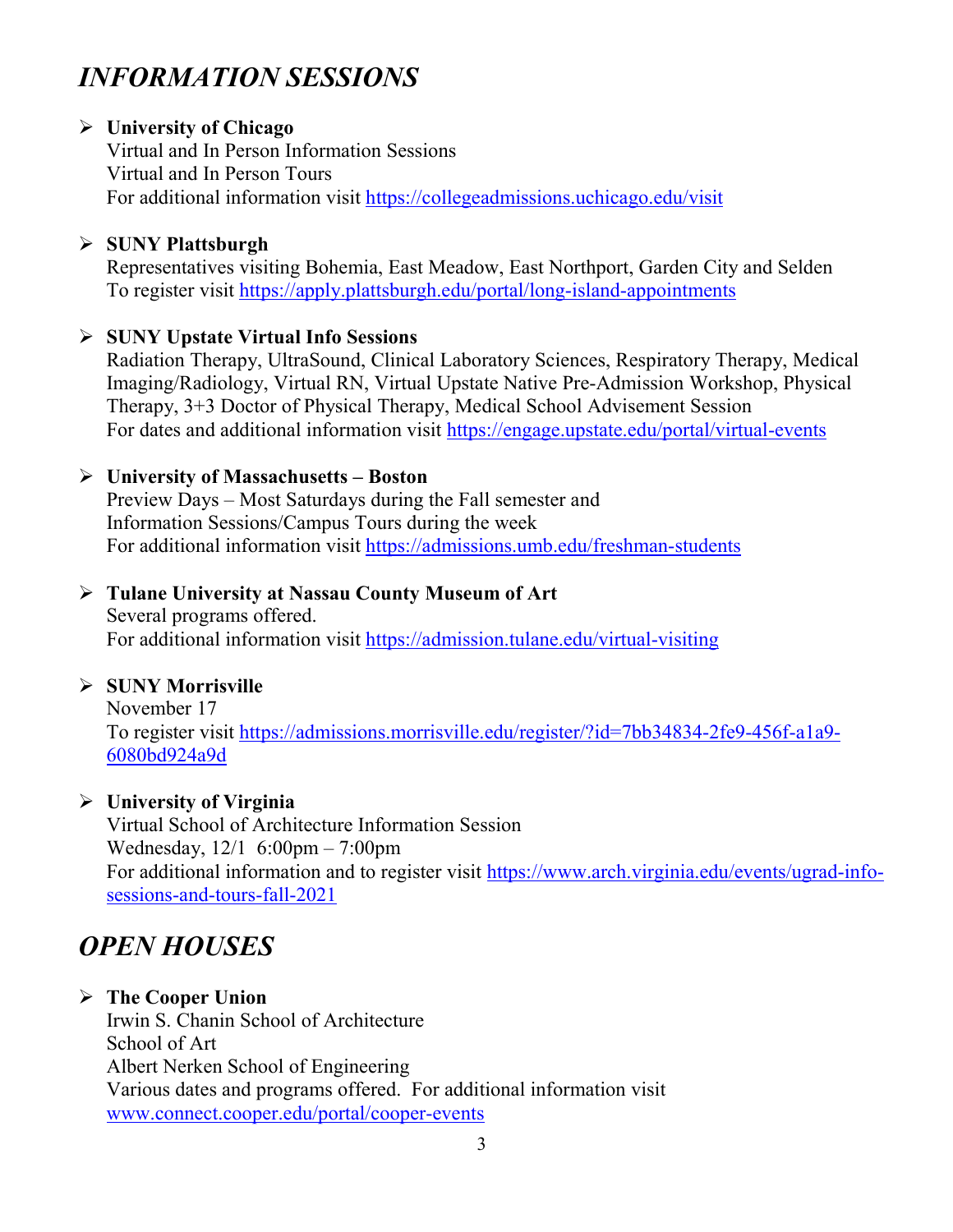## *INFORMATION SESSIONS*

- **University of Chicago**
  Virtual and In Person Information Sessions
  Virtual and In Person Tours
  For additional information visit https://collegeadmissions.uchicago.edu/visit

- **SUNY Plattsburgh**
  Representatives visiting Bohemia, East Meadow, East Northport, Garden City and Selden
  To register visit https://apply.plattsburgh.edu/portal/long-island-appointments

- **SUNY Upstate Virtual Info Sessions**
  Radiation Therapy, UltraSound, Clinical Laboratory Sciences, Respiratory Therapy, Medical Imaging/Radiology, Virtual RN, Virtual Upstate Native Pre-Admission Workshop, Physical Therapy, 3+3 Doctor of Physical Therapy, Medical School Advisement Session
  For dates and additional information visit https://engage.upstate.edu/portal/virtual-events

- **University of Massachusetts – Boston**
  Preview Days – Most Saturdays during the Fall semester and
  Information Sessions/Campus Tours during the week
  For additional information visit https://admissions.umb.edu/freshman-students

- **Tulane University at Nassau County Museum of Art**
  Several programs offered.
  For additional information visit https://admission.tulane.edu/virtual-visiting

- **SUNY Morrisville**
  November 17
  To register visit https://admissions.morrisville.edu/register/?id=7bb34834-2fe9-456f-a1a9-6080bd924a9d

- **University of Virginia**
  Virtual School of Architecture Information Session
  Wednesday, 12/1 6:00pm – 7:00pm
  For additional information and to register visit https://www.arch.virginia.edu/events/ugrad-info-sessions-and-tours-fall-2021

## *OPEN HOUSES*

- **The Cooper Union**
  Irwin S. Chanin School of Architecture
  School of Art
  Albert Nerken School of Engineering
  Various dates and programs offered. For additional information visit www.connect.cooper.edu/portal/cooper-events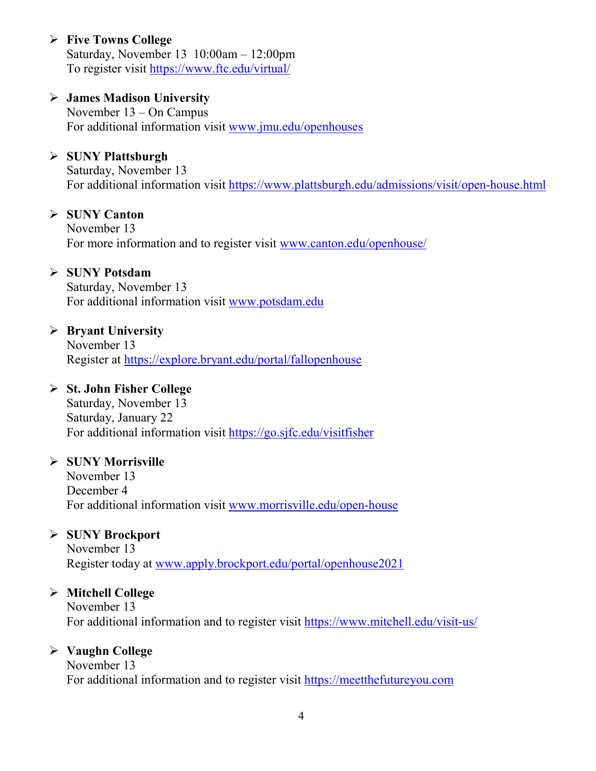- **Five Towns College**
  Saturday, November 13 10:00am – 12:00pm
  To register visit https://www.ftc.edu/virtual/

- **James Madison University**
  November 13 – On Campus
  For additional information visit www.jmu.edu/openhouses

- **SUNY Plattsburgh**
  Saturday, November 13
  For additional information visit https://www.plattsburgh.edu/admissions/visit/open-house.html

- **SUNY Canton**
  November 13
  For more information and to register visit www.canton.edu/openhouse/

- **SUNY Potsdam**
  Saturday, November 13
  For additional information visit www.potsdam.edu

- **Bryant University**
  November 13
  Register at https://explore.bryant.edu/portal/fallopenhouse

- **St. John Fisher College**
  Saturday, November 13
  Saturday, January 22
  For additional information visit https://go.sjfc.edu/visitfisher

- **SUNY Morrisville**
  November 13
  December 4
  For additional information visit www.morrisville.edu/open-house

- **SUNY Brockport**
  November 13
  Register today at www.apply.brockport.edu/portal/openhouse2021

- **Mitchell College**
  November 13
  For additional information and to register visit https://www.mitchell.edu/visit-us/

- **Vaughn College**
  November 13
  For additional information and to register visit https://meetthefutureyou.com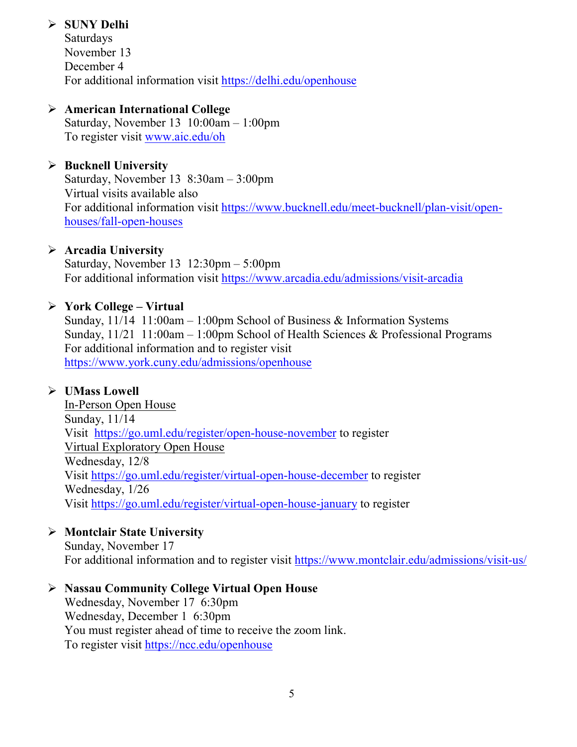- **SUNY Delhi**
  Saturdays
  November 13
  December 4
  For additional information visit https://delhi.edu/openhouse

- **American International College**
  Saturday, November 13  10:00am – 1:00pm
  To register visit www.aic.edu/oh

- **Bucknell University**
  Saturday, November 13  8:30am – 3:00pm
  Virtual visits available also
  For additional information visit https://www.bucknell.edu/meet-bucknell/plan-visit/open-houses/fall-open-houses

- **Arcadia University**
  Saturday, November 13  12:30pm – 5:00pm
  For additional information visit https://www.arcadia.edu/admissions/visit-arcadia

- **York College – Virtual**
  Sunday, 11/14  11:00am – 1:00pm School of Business & Information Systems
  Sunday, 11/21  11:00am – 1:00pm School of Health Sciences & Professional Programs
  For additional information and to register visit
  https://www.york.cuny.edu/admissions/openhouse

- **UMass Lowell**
  In-Person Open House
  Sunday, 11/14
  Visit  https://go.uml.edu/register/open-house-november to register
  Virtual Exploratory Open House
  Wednesday, 12/8
  Visit https://go.uml.edu/register/virtual-open-house-december to register
  Wednesday, 1/26
  Visit https://go.uml.edu/register/virtual-open-house-january to register

- **Montclair State University**
  Sunday, November 17
  For additional information and to register visit https://www.montclair.edu/admissions/visit-us/

- **Nassau Community College Virtual Open House**
  Wednesday, November 17  6:30pm
  Wednesday, December 1  6:30pm
  You must register ahead of time to receive the zoom link.
  To register visit https://ncc.edu/openhouse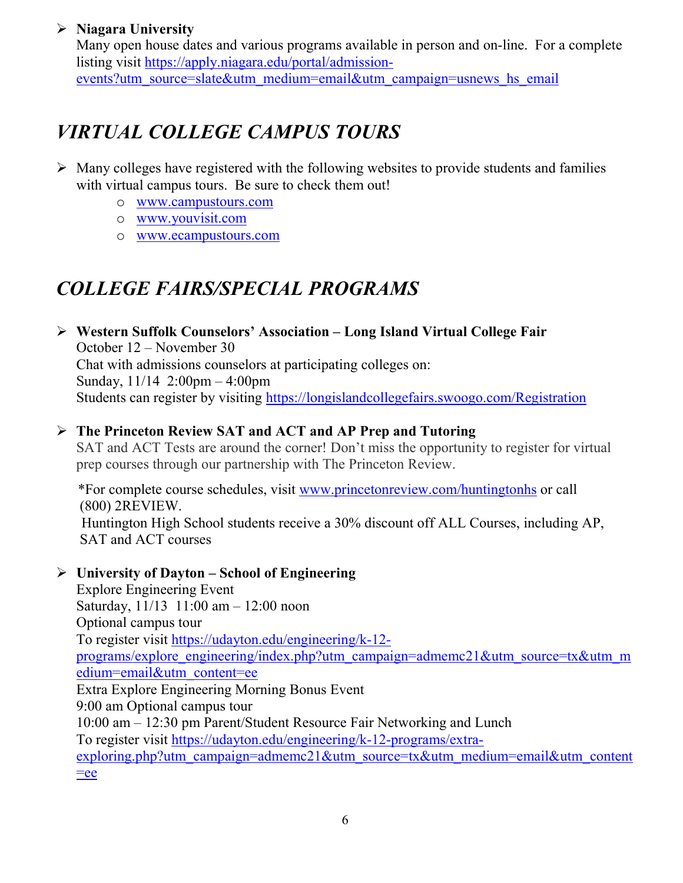- **Niagara University**
  Many open house dates and various programs available in person and on-line. For a complete listing visit https://apply.niagara.edu/portal/admission-events?utm_source=slate&utm_medium=email&utm_campaign=usnews_hs_email

## *VIRTUAL COLLEGE CAMPUS TOURS*

- Many colleges have registered with the following websites to provide students and families with virtual campus tours. Be sure to check them out!
  - www.campustours.com
  - www.youvisit.com
  - www.ecampustours.com

## *COLLEGE FAIRS/SPECIAL PROGRAMS*

- **Western Suffolk Counselors' Association – Long Island Virtual College Fair**
  October 12 – November 30
  Chat with admissions counselors at participating colleges on:
  Sunday, 11/14 2:00pm – 4:00pm
  Students can register by visiting https://longislandcollegefairs.swoogo.com/Registration

- **The Princeton Review SAT and ACT and AP Prep and Tutoring**
  SAT and ACT Tests are around the corner! Don't miss the opportunity to register for virtual prep courses through our partnership with The Princeton Review.

  *For complete course schedules, visit www.princetonreview.com/huntingtonhs or call (800) 2REVIEW.
  Huntington High School students receive a 30% discount off ALL Courses, including AP, SAT and ACT courses

- **University of Dayton – School of Engineering**
  Explore Engineering Event
  Saturday, 11/13 11:00 am – 12:00 noon
  Optional campus tour
  To register visit https://udayton.edu/engineering/k-12-programs/explore_engineering/index.php?utm_campaign=admemc21&utm_source=tx&utm_medium=email&utm_content=ee
  Extra Explore Engineering Morning Bonus Event
  9:00 am Optional campus tour
  10:00 am – 12:30 pm Parent/Student Resource Fair Networking and Lunch
  To register visit https://udayton.edu/engineering/k-12-programs/extra-exploring.php?utm_campaign=admemc21&utm_source=tx&utm_medium=email&utm_content=ee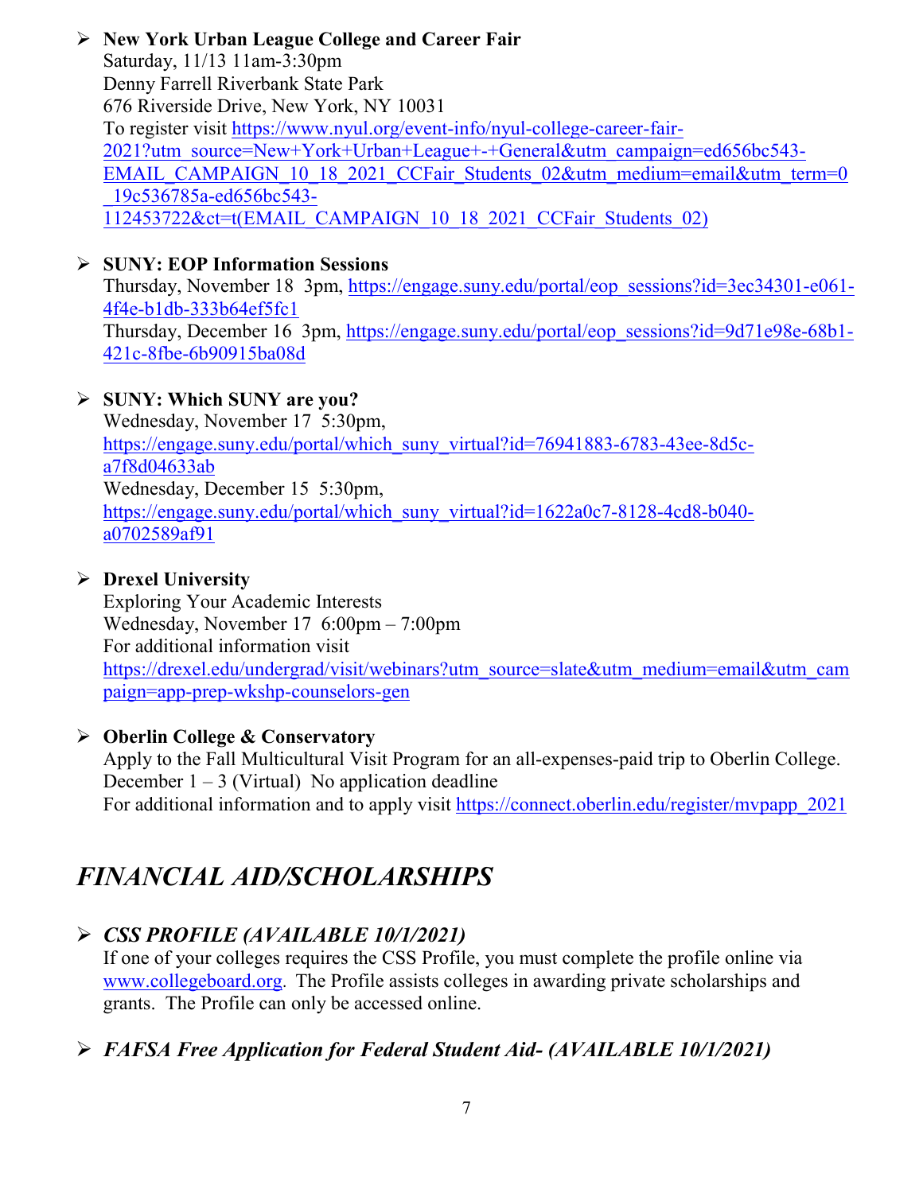- **New York Urban League College and Career Fair**
  Saturday, 11/13 11am-3:30pm
  Denny Farrell Riverbank State Park
  676 Riverside Drive, New York, NY 10031
  To register visit https://www.nyul.org/event-info/nyul-college-career-fair-2021?utm_source=New+York+Urban+League+-+General&utm_campaign=ed656bc543-EMAIL_CAMPAIGN_10_18_2021_CCFair_Students_02&utm_medium=email&utm_term=0_19c536785a-ed656bc543-112453722&ct=t(EMAIL_CAMPAIGN_10_18_2021_CCFair_Students_02)

- **SUNY: EOP Information Sessions**
  Thursday, November 18 3pm, https://engage.suny.edu/portal/eop_sessions?id=3ec34301-e061-4f4e-b1db-333b64ef5fc1
  Thursday, December 16 3pm, https://engage.suny.edu/portal/eop_sessions?id=9d71e98e-68b1-421c-8fbe-6b90915ba08d

- **SUNY: Which SUNY are you?**
  Wednesday, November 17 5:30pm, https://engage.suny.edu/portal/which_suny_virtual?id=76941883-6783-43ee-8d5c-a7f8d04633ab
  Wednesday, December 15 5:30pm, https://engage.suny.edu/portal/which_suny_virtual?id=1622a0c7-8128-4cd8-b040-a0702589af91

- **Drexel University**
  Exploring Your Academic Interests
  Wednesday, November 17 6:00pm – 7:00pm
  For additional information visit https://drexel.edu/undergrad/visit/webinars?utm_source=slate&utm_medium=email&utm_campaign=app-prep-wkshp-counselors-gen

- **Oberlin College & Conservatory**
  Apply to the Fall Multicultural Visit Program for an all-expenses-paid trip to Oberlin College.
  December 1 – 3 (Virtual) No application deadline
  For additional information and to apply visit https://connect.oberlin.edu/register/mvpapp_2021

## *FINANCIAL AID/SCHOLARSHIPS*

- ***CSS PROFILE (AVAILABLE 10/1/2021)***
  If one of your colleges requires the CSS Profile, you must complete the profile online via www.collegeboard.org. The Profile assists colleges in awarding private scholarships and grants. The Profile can only be accessed online.

- ***FAFSA Free Application for Federal Student Aid- (AVAILABLE 10/1/2021)***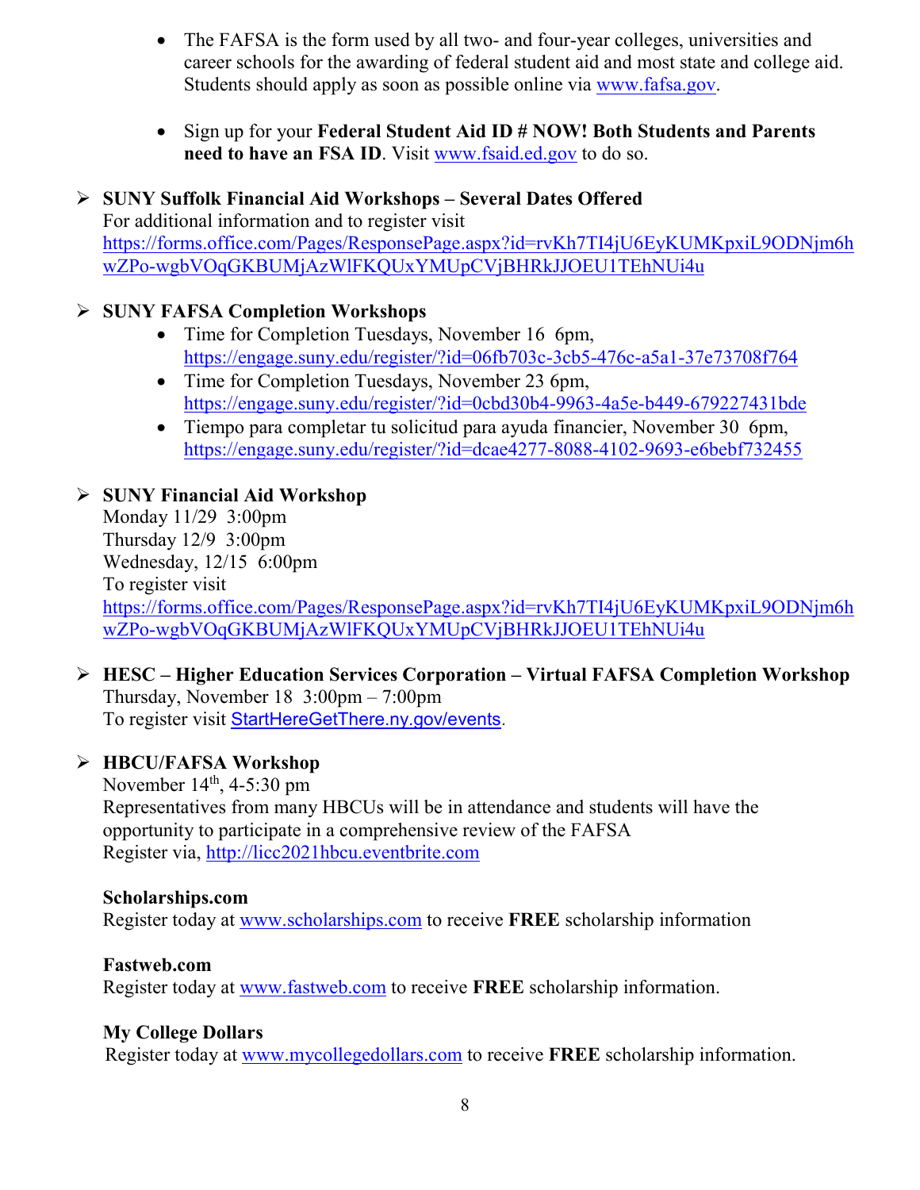- The FAFSA is the form used by all two- and four-year colleges, universities and career schools for the awarding of federal student aid and most state and college aid. Students should apply as soon as possible online via www.fafsa.gov.

- Sign up for your **Federal Student Aid ID # NOW! Both Students and Parents need to have an FSA ID**. Visit www.fsaid.ed.gov to do so.

➢ **SUNY Suffolk Financial Aid Workshops – Several Dates Offered**
For additional information and to register visit
https://forms.office.com/Pages/ResponsePage.aspx?id=rvKh7TI4jU6EyKUMKpxiL9ODNjm6hwZPo-wgbVOqGKBUMjAzWlFKQUxYMUpCVjBHRkJJOEU1TEhNUi4u

➢ **SUNY FAFSA Completion Workshops**
- Time for Completion Tuesdays, November 16 6pm, https://engage.suny.edu/register/?id=06fb703c-3cb5-476c-a5a1-37e73708f764
- Time for Completion Tuesdays, November 23 6pm, https://engage.suny.edu/register/?id=0cbd30b4-9963-4a5e-b449-679227431bde
- Tiempo para completar tu solicitud para ayuda financier, November 30 6pm, https://engage.suny.edu/register/?id=dcae4277-8088-4102-9693-e6bebf732455

➢ **SUNY Financial Aid Workshop**
Monday 11/29 3:00pm
Thursday 12/9 3:00pm
Wednesday, 12/15 6:00pm
To register visit
https://forms.office.com/Pages/ResponsePage.aspx?id=rvKh7TI4jU6EyKUMKpxiL9ODNjm6hwZPo-wgbVOqGKBUMjAzWlFKQUxYMUpCVjBHRkJJOEU1TEhNUi4u

➢ **HESC – Higher Education Services Corporation – Virtual FAFSA Completion Workshop**
Thursday, November 18 3:00pm – 7:00pm
To register visit StartHereGetThere.ny.gov/events.

➢ **HBCU/FAFSA Workshop**
November 14th, 4-5:30 pm
Representatives from many HBCUs will be in attendance and students will have the opportunity to participate in a comprehensive review of the FAFSA
Register via, http://licc2021hbcu.eventbrite.com

**Scholarships.com**
Register today at www.scholarships.com to receive **FREE** scholarship information

**Fastweb.com**
Register today at www.fastweb.com to receive **FREE** scholarship information.

**My College Dollars**
Register today at www.mycollegedollars.com to receive **FREE** scholarship information.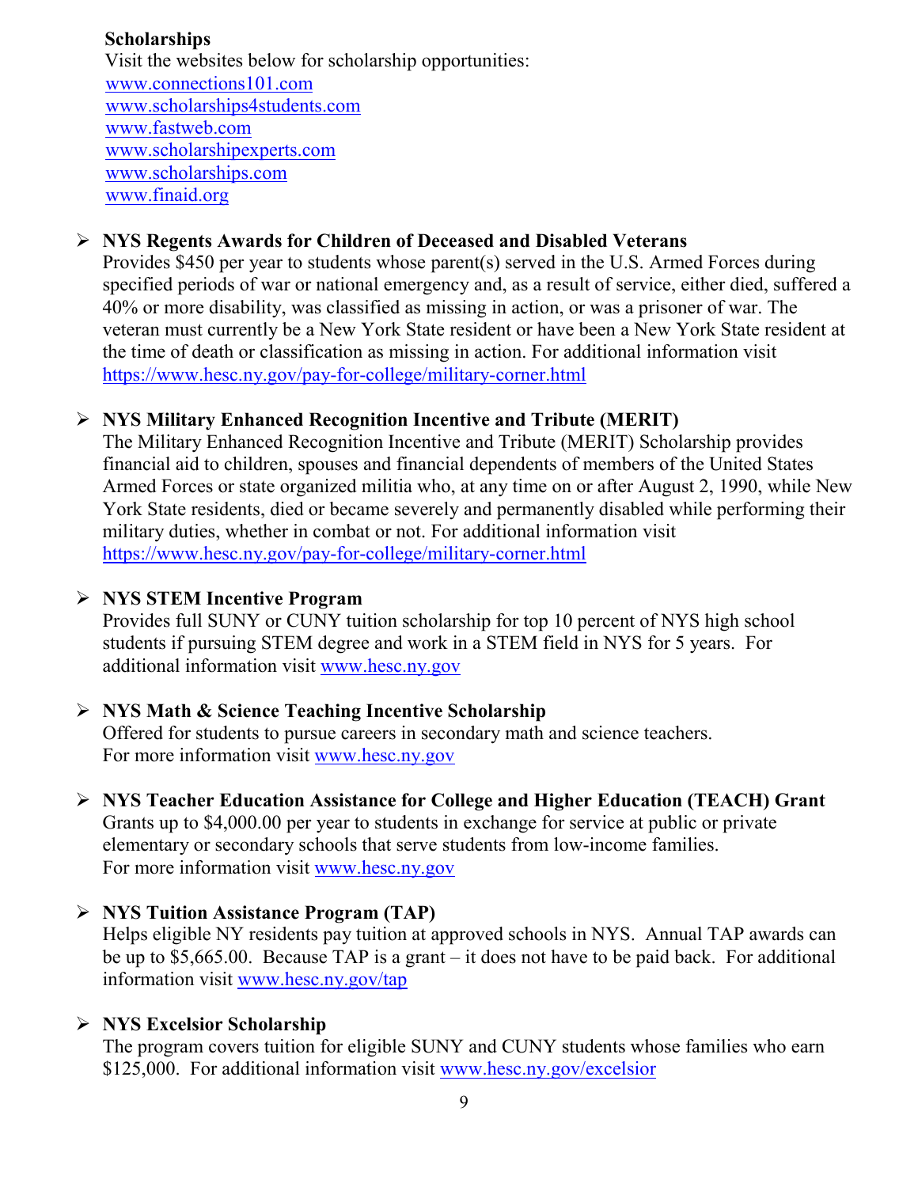**Scholarships**

Visit the websites below for scholarship opportunities:

www.connections101.com
www.scholarships4students.com
www.fastweb.com
www.scholarshipexperts.com
www.scholarships.com
www.finaid.org

- **NYS Regents Awards for Children of Deceased and Disabled Veterans**
  Provides $450 per year to students whose parent(s) served in the U.S. Armed Forces during specified periods of war or national emergency and, as a result of service, either died, suffered a 40% or more disability, was classified as missing in action, or was a prisoner of war. The veteran must currently be a New York State resident or have been a New York State resident at the time of death or classification as missing in action. For additional information visit https://www.hesc.ny.gov/pay-for-college/military-corner.html

- **NYS Military Enhanced Recognition Incentive and Tribute (MERIT)**
  The Military Enhanced Recognition Incentive and Tribute (MERIT) Scholarship provides financial aid to children, spouses and financial dependents of members of the United States Armed Forces or state organized militia who, at any time on or after August 2, 1990, while New York State residents, died or became severely and permanently disabled while performing their military duties, whether in combat or not. For additional information visit https://www.hesc.ny.gov/pay-for-college/military-corner.html

- **NYS STEM Incentive Program**
  Provides full SUNY or CUNY tuition scholarship for top 10 percent of NYS high school students if pursuing STEM degree and work in a STEM field in NYS for 5 years. For additional information visit www.hesc.ny.gov

- **NYS Math & Science Teaching Incentive Scholarship**
  Offered for students to pursue careers in secondary math and science teachers.
  For more information visit www.hesc.ny.gov

- **NYS Teacher Education Assistance for College and Higher Education (TEACH) Grant**
  Grants up to $4,000.00 per year to students in exchange for service at public or private elementary or secondary schools that serve students from low-income families.
  For more information visit www.hesc.ny.gov

- **NYS Tuition Assistance Program (TAP)**
  Helps eligible NY residents pay tuition at approved schools in NYS. Annual TAP awards can be up to $5,665.00. Because TAP is a grant – it does not have to be paid back. For additional information visit www.hesc.ny.gov/tap

- **NYS Excelsior Scholarship**
  The program covers tuition for eligible SUNY and CUNY students whose families who earn $125,000. For additional information visit www.hesc.ny.gov/excelsior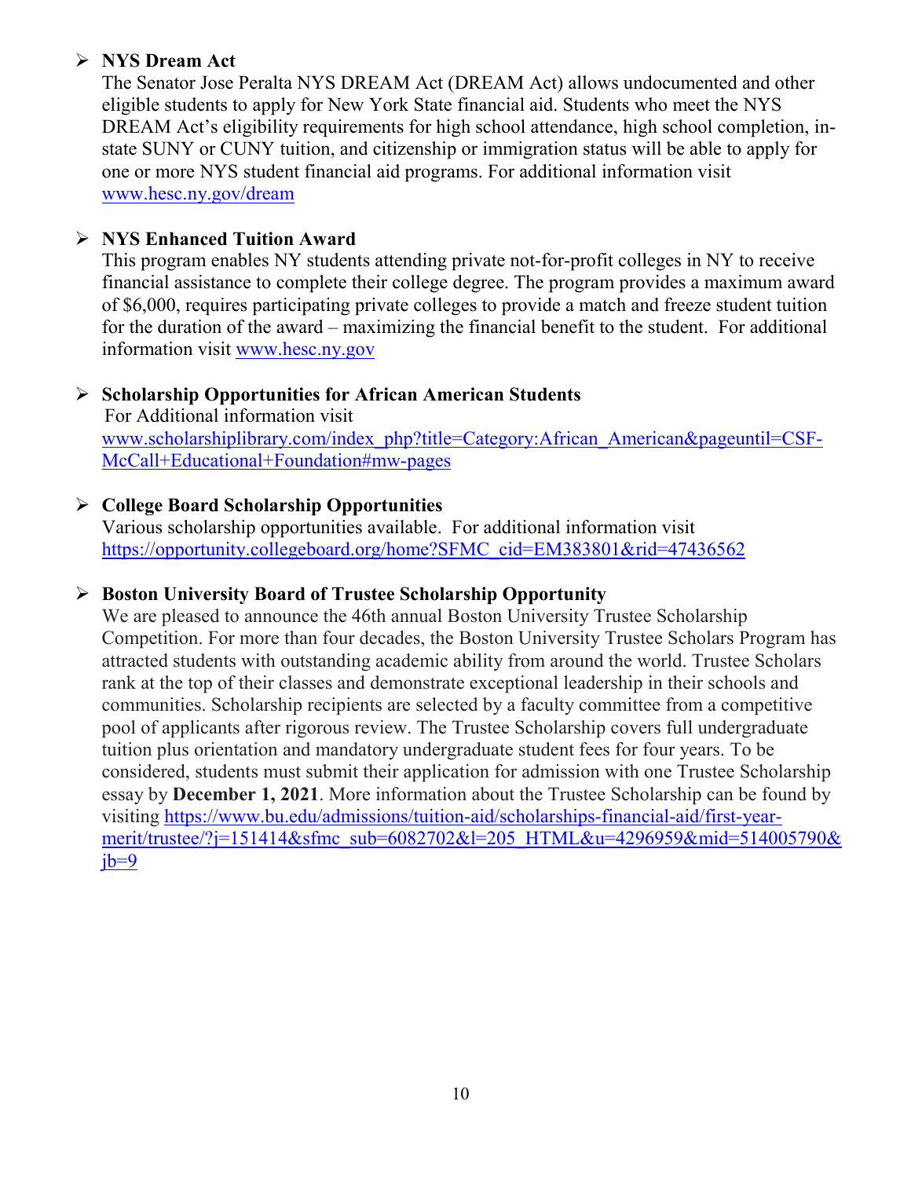- **NYS Dream Act**
  The Senator Jose Peralta NYS DREAM Act (DREAM Act) allows undocumented and other eligible students to apply for New York State financial aid. Students who meet the NYS DREAM Act's eligibility requirements for high school attendance, high school completion, in-state SUNY or CUNY tuition, and citizenship or immigration status will be able to apply for one or more NYS student financial aid programs. For additional information visit [www.hesc.ny.gov/dream](www.hesc.ny.gov/dream)

- **NYS Enhanced Tuition Award**
  This program enables NY students attending private not-for-profit colleges in NY to receive financial assistance to complete their college degree. The program provides a maximum award of $6,000, requires participating private colleges to provide a match and freeze student tuition for the duration of the award – maximizing the financial benefit to the student. For additional information visit [www.hesc.ny.gov](www.hesc.ny.gov)

- **Scholarship Opportunities for African American Students**
  For Additional information visit [www.scholarshiplibrary.com/index_php?title=Category:African_American&pageuntil=CSF-McCall+Educational+Foundation#mw-pages](www.scholarshiplibrary.com/index_php?title=Category:African_American&pageuntil=CSF-McCall+Educational+Foundation#mw-pages)

- **College Board Scholarship Opportunities**
  Various scholarship opportunities available. For additional information visit [https://opportunity.collegeboard.org/home?SFMC_cid=EM383801&rid=47436562](https://opportunity.collegeboard.org/home?SFMC_cid=EM383801&rid=47436562)

- **Boston University Board of Trustee Scholarship Opportunity**
  We are pleased to announce the 46th annual Boston University Trustee Scholarship Competition. For more than four decades, the Boston University Trustee Scholars Program has attracted students with outstanding academic ability from around the world. Trustee Scholars rank at the top of their classes and demonstrate exceptional leadership in their schools and communities. Scholarship recipients are selected by a faculty committee from a competitive pool of applicants after rigorous review. The Trustee Scholarship covers full undergraduate tuition plus orientation and mandatory undergraduate student fees for four years. To be considered, students must submit their application for admission with one Trustee Scholarship essay by **December 1, 2021**. More information about the Trustee Scholarship can be found by visiting [https://www.bu.edu/admissions/tuition-aid/scholarships-financial-aid/first-year-merit/trustee/?j=151414&sfmc_sub=6082702&l=205_HTML&u=4296959&mid=514005790&jb=9](https://www.bu.edu/admissions/tuition-aid/scholarships-financial-aid/first-year-merit/trustee/?j=151414&sfmc_sub=6082702&l=205_HTML&u=4296959&mid=514005790&jb=9)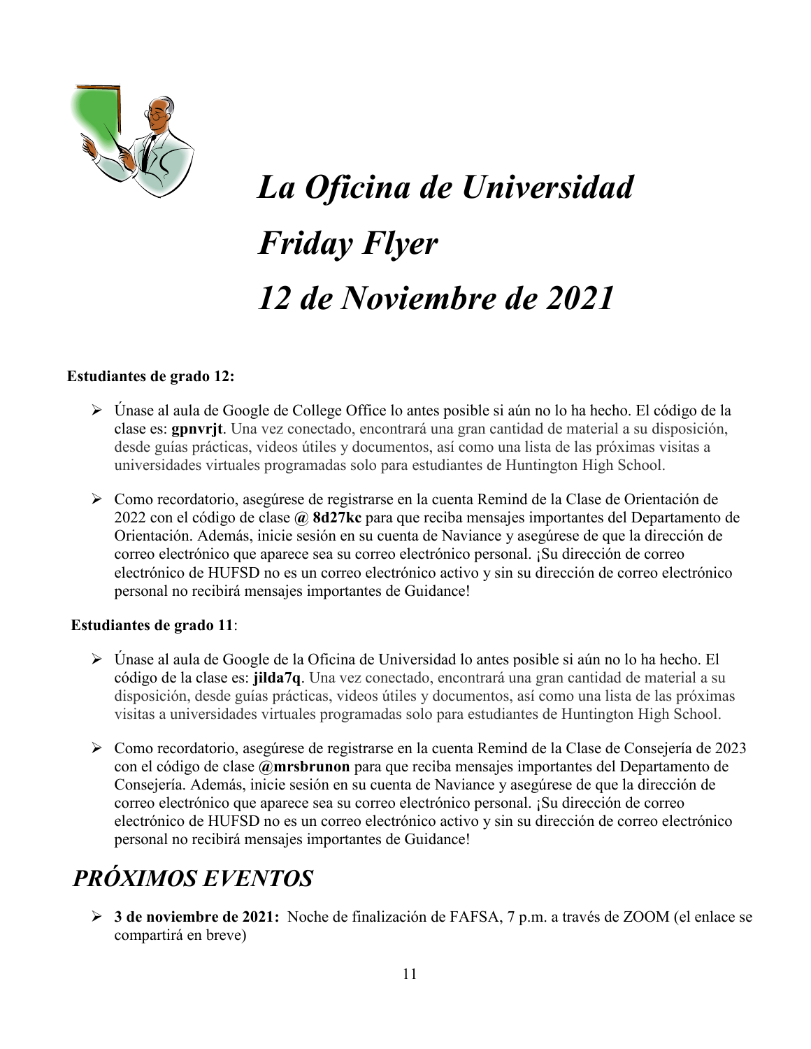# *La Oficina de Universidad*

# *Friday Flyer*

# *12 de Noviembre de 2021*

**Estudiantes de grado 12:**

- Únase al aula de Google de College Office lo antes posible si aún no lo ha hecho. El código de la clase es: **gpnvrjt**. Una vez conectado, encontrará una gran cantidad de material a su disposición, desde guías prácticas, videos útiles y documentos, así como una lista de las próximas visitas a universidades virtuales programadas solo para estudiantes de Huntington High School.
- Como recordatorio, asegúrese de registrarse en la cuenta Remind de la Clase de Orientación de 2022 con el código de clase **@ 8d27kc** para que reciba mensajes importantes del Departamento de Orientación. Además, inicie sesión en su cuenta de Naviance y asegúrese de que la dirección de correo electrónico que aparece sea su correo electrónico personal. ¡Su dirección de correo electrónico de HUFSD no es un correo electrónico activo y sin su dirección de correo electrónico personal no recibirá mensajes importantes de Guidance!

**Estudiantes de grado 11**:

- Únase al aula de Google de la Oficina de Universidad lo antes posible si aún no lo ha hecho. El código de la clase es: **jilda7q**. Una vez conectado, encontrará una gran cantidad de material a su disposición, desde guías prácticas, videos útiles y documentos, así como una lista de las próximas visitas a universidades virtuales programadas solo para estudiantes de Huntington High School.
- Como recordatorio, asegúrese de registrarse en la cuenta Remind de la Clase de Consejería de 2023 con el código de clase **@mrsbrunon** para que reciba mensajes importantes del Departamento de Consejería. Además, inicie sesión en su cuenta de Naviance y asegúrese de que la dirección de correo electrónico que aparece sea su correo electrónico personal. ¡Su dirección de correo electrónico de HUFSD no es un correo electrónico activo y sin su dirección de correo electrónico personal no recibirá mensajes importantes de Guidance!

## *PRÓXIMOS EVENTOS*

- **3 de noviembre de 2021:** Noche de finalización de FAFSA, 7 p.m. a través de ZOOM (el enlace se compartirá en breve)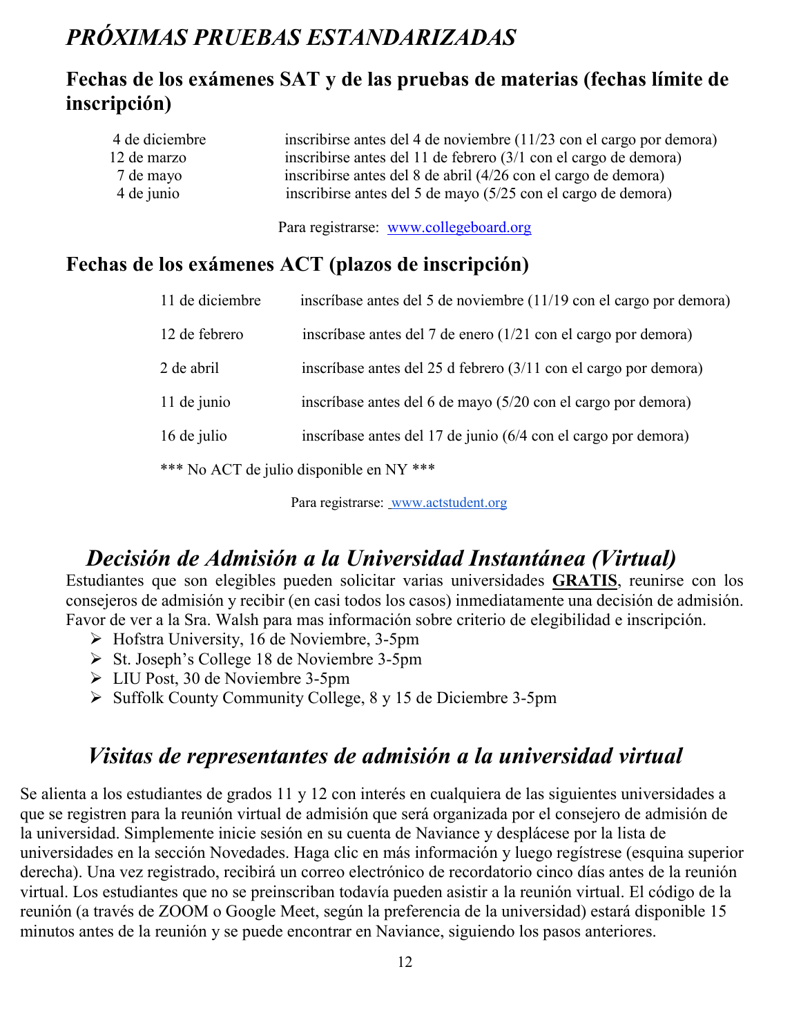# *PRÓXIMAS PRUEBAS ESTANDARIZADAS*

## Fechas de los exámenes SAT y de las pruebas de materias (fechas límite de inscripción)

| | |
|---|---|
| 4 de diciembre | inscribirse antes del 4 de noviembre (11/23 con el cargo por demora) |
| 12 de marzo | inscribirse antes del 11 de febrero (3/1 con el cargo de demora) |
| 7 de mayo | inscribirse antes del 8 de abril (4/26 con el cargo de demora) |
| 4 de junio | inscribirse antes del 5 de mayo (5/25 con el cargo de demora) |

Para registrarse: www.collegeboard.org

## Fechas de los exámenes ACT (plazos de inscripción)

| | |
|---|---|
| 11 de diciembre | inscríbase antes del 5 de noviembre (11/19 con el cargo por demora) |
| 12 de febrero | inscríbase antes del 7 de enero (1/21 con el cargo por demora) |
| 2 de abril | inscríbase antes del 25 d febrero (3/11 con el cargo por demora) |
| 11 de junio | inscríbase antes del 6 de mayo (5/20 con el cargo por demora) |
| 16 de julio | inscríbase antes del 17 de junio (6/4 con el cargo por demora) |

*** No ACT de julio disponible en NY ***

Para registrarse: www.actstudent.org

# *Decisión de Admisión a la Universidad Instantánea (Virtual)*

Estudiantes que son elegibles pueden solicitar varias universidades **GRATIS**, reunirse con los consejeros de admisión y recibir (en casi todos los casos) inmediatamente una decisión de admisión. Favor de ver a la Sra. Walsh para mas información sobre criterio de elegibilidad e inscripción.

- Hofstra University, 16 de Noviembre, 3-5pm
- St. Joseph's College 18 de Noviembre 3-5pm
- LIU Post, 30 de Noviembre 3-5pm
- Suffolk County Community College, 8 y 15 de Diciembre 3-5pm

# *Visitas de representantes de admisión a la universidad virtual*

Se alienta a los estudiantes de grados 11 y 12 con interés en cualquiera de las siguientes universidades a que se registren para la reunión virtual de admisión que será organizada por el consejero de admisión de la universidad. Simplemente inicie sesión en su cuenta de Naviance y desplácese por la lista de universidades en la sección Novedades. Haga clic en más información y luego regístrese (esquina superior derecha). Una vez registrado, recibirá un correo electrónico de recordatorio cinco días antes de la reunión virtual. Los estudiantes que no se preinscriban todavía pueden asistir a la reunión virtual. El código de la reunión (a través de ZOOM o Google Meet, según la preferencia de la universidad) estará disponible 15 minutos antes de la reunión y se puede encontrar en Naviance, siguiendo los pasos anteriores.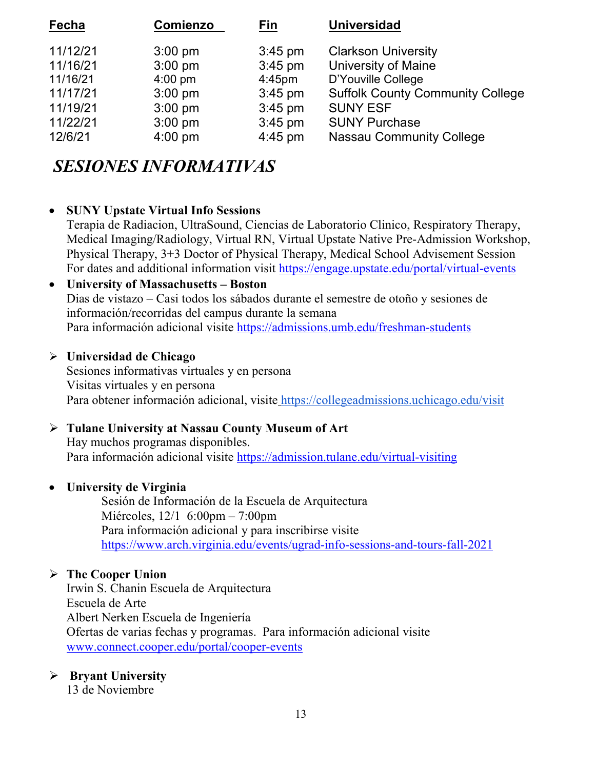| Fecha | Comienzo | Fin | Universidad |
|---|---|---|---|
| 11/12/21 | 3:00 pm | 3:45 pm | Clarkson University |
| 11/16/21 | 3:00 pm | 3:45 pm | University of Maine |
| 11/16/21 | 4:00 pm | 4:45pm | D'Youville College |
| 11/17/21 | 3:00 pm | 3:45 pm | Suffolk County Community College |
| 11/19/21 | 3:00 pm | 3:45 pm | SUNY ESF |
| 11/22/21 | 3:00 pm | 3:45 pm | SUNY Purchase |
| 12/6/21 | 4:00 pm | 4:45 pm | Nassau Community College |

## *SESIONES INFORMATIVAS*

- **SUNY Upstate Virtual Info Sessions**
  Terapia de Radiacion, UltraSound, Ciencias de Laboratorio Clinico, Respiratory Therapy, Medical Imaging/Radiology, Virtual RN, Virtual Upstate Native Pre-Admission Workshop, Physical Therapy, 3+3 Doctor of Physical Therapy, Medical School Advisement Session
  For dates and additional information visit https://engage.upstate.edu/portal/virtual-events
- **University of Massachusetts – Boston**
  Dias de vistazo – Casi todos los sábados durante el semestre de otoño y sesiones de información/recorridas del campus durante la semana
  Para información adicional visite https://admissions.umb.edu/freshman-students

- **Universidad de Chicago**
  Sesiones informativas virtuales y en persona
  Visitas virtuales y en persona
  Para obtener información adicional, visite https://collegeadmissions.uchicago.edu/visit

- **Tulane University at Nassau County Museum of Art**
  Hay muchos programas disponibles.
  Para información adicional visite https://admission.tulane.edu/virtual-visiting

- **University de Virginia**
  Sesión de Información de la Escuela de Arquitectura
  Miércoles, 12/1 6:00pm – 7:00pm
  Para información adicional y para inscribirse visite
  https://www.arch.virginia.edu/events/ugrad-info-sessions-and-tours-fall-2021

- **The Cooper Union**
  Irwin S. Chanin Escuela de Arquitectura
  Escuela de Arte
  Albert Nerken Escuela de Ingeniería
  Ofertas de varias fechas y programas. Para información adicional visite
  www.connect.cooper.edu/portal/cooper-events

- **Bryant University**
  13 de Noviembre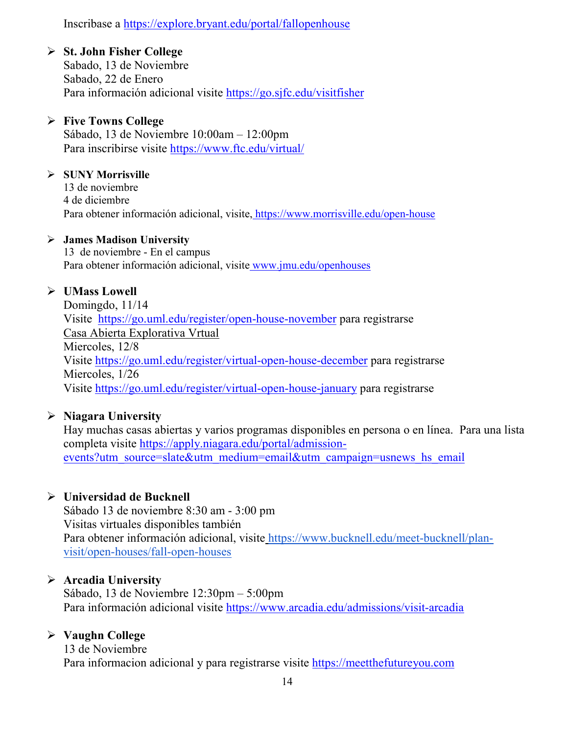Inscribase a https://explore.bryant.edu/portal/fallopenhouse

- **St. John Fisher College**
  Sabado, 13 de Noviembre
  Sabado, 22 de Enero
  Para información adicional visite https://go.sjfc.edu/visitfisher

- **Five Towns College**
  Sábado, 13 de Noviembre 10:00am – 12:00pm
  Para inscribirse visite https://www.ftc.edu/virtual/

- **SUNY Morrisville**
  13 de noviembre
  4 de diciembre
  Para obtener información adicional, visite, https://www.morrisville.edu/open-house

- **James Madison University**
  13 de noviembre - En el campus
  Para obtener información adicional, visite www.jmu.edu/openhouses

- **UMass Lowell**
  Domingdo, 11/14
  Visite https://go.uml.edu/register/open-house-november para registrarse
  Casa Abierta Explorativa Vrtual
  Miercoles, 12/8
  Visite https://go.uml.edu/register/virtual-open-house-december para registrarse
  Miercoles, 1/26
  Visite https://go.uml.edu/register/virtual-open-house-january para registrarse

- **Niagara University**
  Hay muchas casas abiertas y varios programas disponibles en persona o en línea. Para una lista completa visite https://apply.niagara.edu/portal/admission-events?utm_source=slate&utm_medium=email&utm_campaign=usnews_hs_email

- **Universidad de Bucknell**
  Sábado 13 de noviembre 8:30 am - 3:00 pm
  Visitas virtuales disponibles también
  Para obtener información adicional, visite https://www.bucknell.edu/meet-bucknell/plan-visit/open-houses/fall-open-houses

- **Arcadia University**
  Sábado, 13 de Noviembre 12:30pm – 5:00pm
  Para información adicional visite https://www.arcadia.edu/admissions/visit-arcadia

- **Vaughn College**
  13 de Noviembre
  Para informacion adicional y para registrarse visite https://meetthefutureyou.com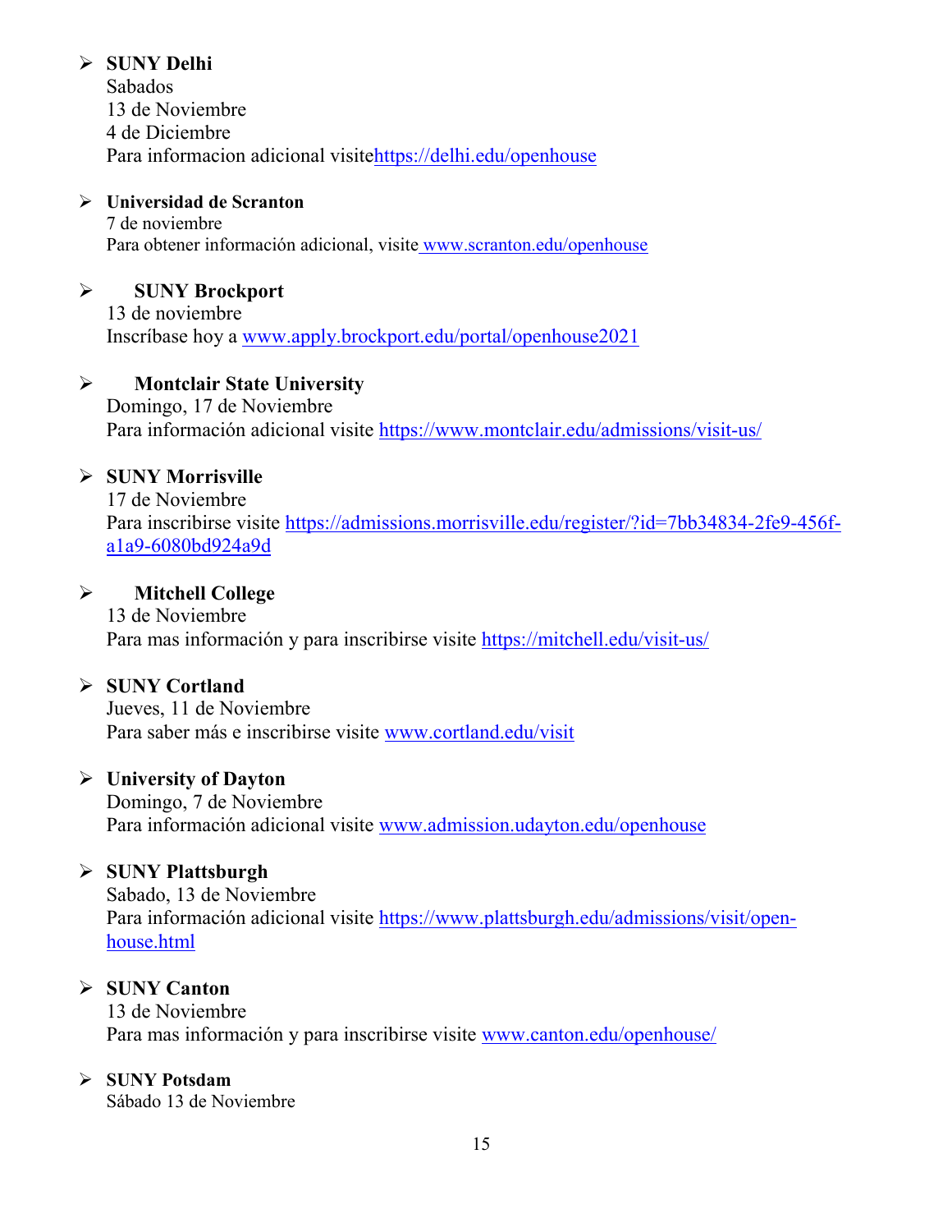- **SUNY Delhi**
  Sabados
  13 de Noviembre
  4 de Diciembre
  Para informacion adicional visitehttps://delhi.edu/openhouse

- **Universidad de Scranton**
  7 de noviembre
  Para obtener información adicional, visite www.scranton.edu/openhouse

- **SUNY Brockport**
  13 de noviembre
  Inscríbase hoy a www.apply.brockport.edu/portal/openhouse2021

- **Montclair State University**
  Domingo, 17 de Noviembre
  Para información adicional visite https://www.montclair.edu/admissions/visit-us/

- **SUNY Morrisville**
  17 de Noviembre
  Para inscribirse visite https://admissions.morrisville.edu/register/?id=7bb34834-2fe9-456f-a1a9-6080bd924a9d

- **Mitchell College**
  13 de Noviembre
  Para mas información y para inscribirse visite https://mitchell.edu/visit-us/

- **SUNY Cortland**
  Jueves, 11 de Noviembre
  Para saber más e inscribirse visite www.cortland.edu/visit

- **University of Dayton**
  Domingo, 7 de Noviembre
  Para información adicional visite www.admission.udayton.edu/openhouse

- **SUNY Plattsburgh**
  Sabado, 13 de Noviembre
  Para información adicional visite https://www.plattsburgh.edu/admissions/visit/open-house.html

- **SUNY Canton**
  13 de Noviembre
  Para mas información y para inscribirse visite www.canton.edu/openhouse/

- **SUNY Potsdam**
  Sábado 13 de Noviembre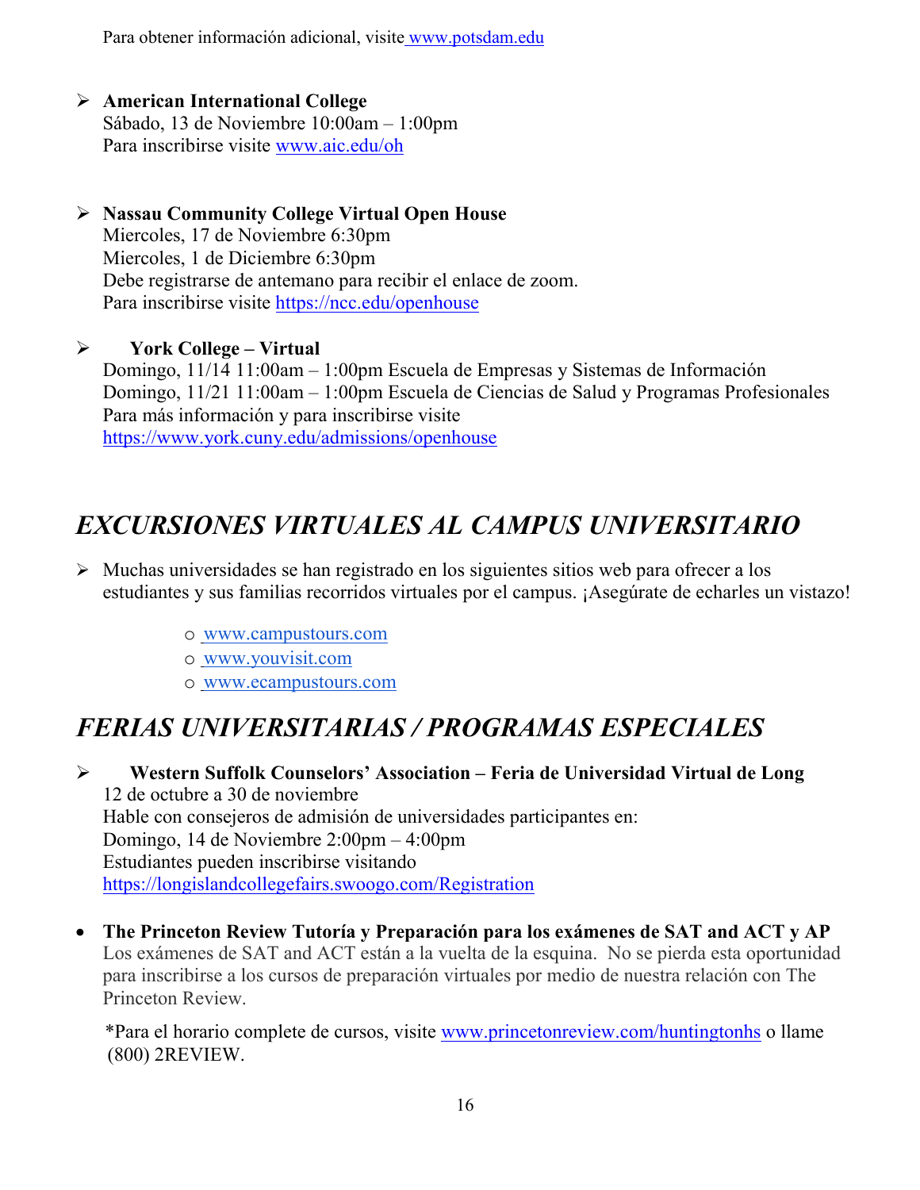Para obtener información adicional, visite www.potsdam.edu

- **American International College**
  Sábado, 13 de Noviembre 10:00am – 1:00pm
  Para inscribirse visite www.aic.edu/oh

- **Nassau Community College Virtual Open House**
  Miercoles, 17 de Noviembre 6:30pm
  Miercoles, 1 de Diciembre 6:30pm
  Debe registrarse de antemano para recibir el enlace de zoom.
  Para inscribirse visite https://ncc.edu/openhouse

- **York College – Virtual**
  Domingo, 11/14 11:00am – 1:00pm Escuela de Empresas y Sistemas de Información
  Domingo, 11/21 11:00am – 1:00pm Escuela de Ciencias de Salud y Programas Profesionales
  Para más información y para inscribirse visite
  https://www.york.cuny.edu/admissions/openhouse

## *EXCURSIONES VIRTUALES AL CAMPUS UNIVERSITARIO*

- Muchas universidades se han registrado en los siguientes sitios web para ofrecer a los estudiantes y sus familias recorridos virtuales por el campus. ¡Asegúrate de echarles un vistazo!
  - www.campustours.com
  - www.youvisit.com
  - www.ecampustours.com

## *FERIAS UNIVERSITARIAS / PROGRAMAS ESPECIALES*

- **Western Suffolk Counselors' Association – Feria de Universidad Virtual de Long**
  12 de octubre a 30 de noviembre
  Hable con consejeros de admisión de universidades participantes en:
  Domingo, 14 de Noviembre 2:00pm – 4:00pm
  Estudiantes pueden inscribirse visitando
  https://longislandcollegefairs.swoogo.com/Registration

- **The Princeton Review Tutoría y Preparación para los exámenes de SAT and ACT y AP**
  Los exámenes de SAT and ACT están a la vuelta de la esquina. No se pierda esta oportunidad para inscribirse a los cursos de preparación virtuales por medio de nuestra relación con The Princeton Review.

  *Para el horario complete de cursos, visite www.princetonreview.com/huntingtonhs o llame (800) 2REVIEW.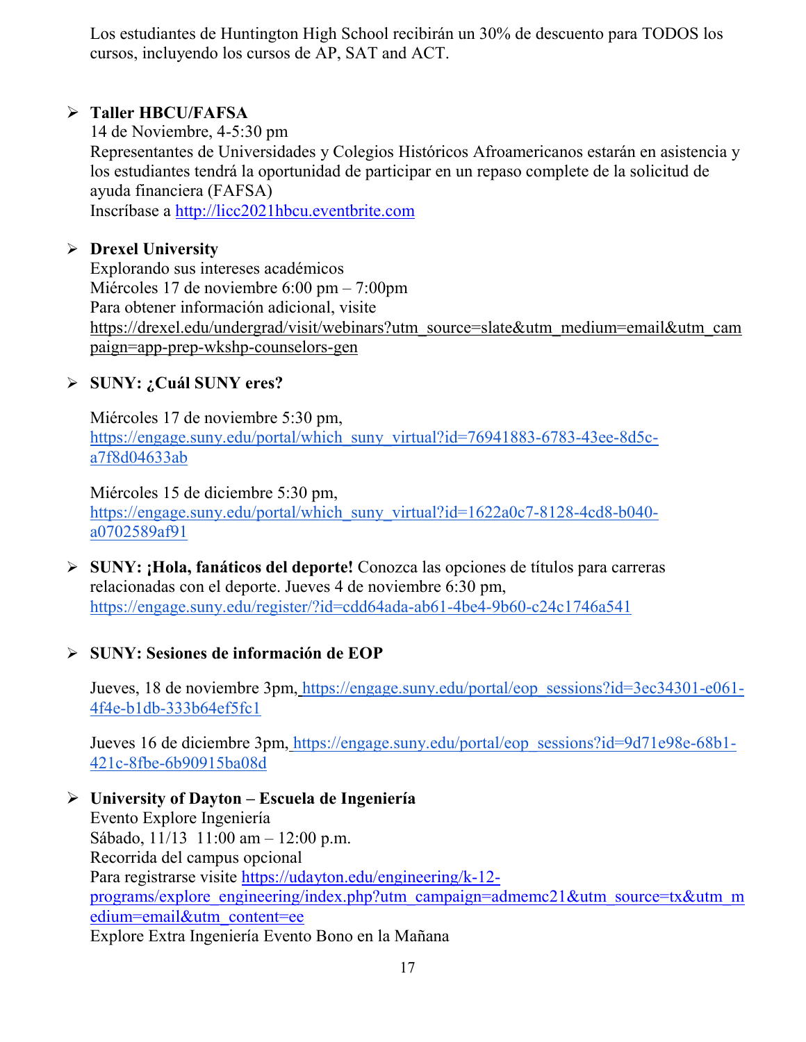Los estudiantes de Huntington High School recibirán un 30% de descuento para TODOS los cursos, incluyendo los cursos de AP, SAT and ACT.

- **Taller HBCU/FAFSA**
  14 de Noviembre, 4-5:30 pm
  Representantes de Universidades y Colegios Históricos Afroamericanos estarán en asistencia y los estudiantes tendrá la oportunidad de participar en un repaso complete de la solicitud de ayuda financiera (FAFSA)
  Inscríbase a http://licc2021hbcu.eventbrite.com

- **Drexel University**
  Explorando sus intereses académicos
  Miércoles 17 de noviembre 6:00 pm – 7:00pm
  Para obtener información adicional, visite
  https://drexel.edu/undergrad/visit/webinars?utm_source=slate&utm_medium=email&utm_campaign=app-prep-wkshp-counselors-gen

- **SUNY: ¿Cuál SUNY eres?**

  Miércoles 17 de noviembre 5:30 pm,
  https://engage.suny.edu/portal/which_suny_virtual?id=76941883-6783-43ee-8d5c-a7f8d04633ab

  Miércoles 15 de diciembre 5:30 pm,
  https://engage.suny.edu/portal/which_suny_virtual?id=1622a0c7-8128-4cd8-b040-a0702589af91

- **SUNY: ¡Hola, fanáticos del deporte!** Conozca las opciones de títulos para carreras relacionadas con el deporte. Jueves 4 de noviembre 6:30 pm,
  https://engage.suny.edu/register/?id=cdd64ada-ab61-4be4-9b60-c24c1746a541

- **SUNY: Sesiones de información de EOP**

  Jueves, 18 de noviembre 3pm, https://engage.suny.edu/portal/eop_sessions?id=3ec34301-e061-4f4e-b1db-333b64ef5fc1

  Jueves 16 de diciembre 3pm, https://engage.suny.edu/portal/eop_sessions?id=9d71e98e-68b1-421c-8fbe-6b90915ba08d

- **University of Dayton – Escuela de Ingeniería**
  Evento Explore Ingeniería
  Sábado, 11/13 11:00 am – 12:00 p.m.
  Recorrida del campus opcional
  Para registrarse visite https://udayton.edu/engineering/k-12-programs/explore_engineering/index.php?utm_campaign=admemc21&utm_source=tx&utm_medium=email&utm_content=ee
  Explore Extra Ingeniería Evento Bono en la Mañana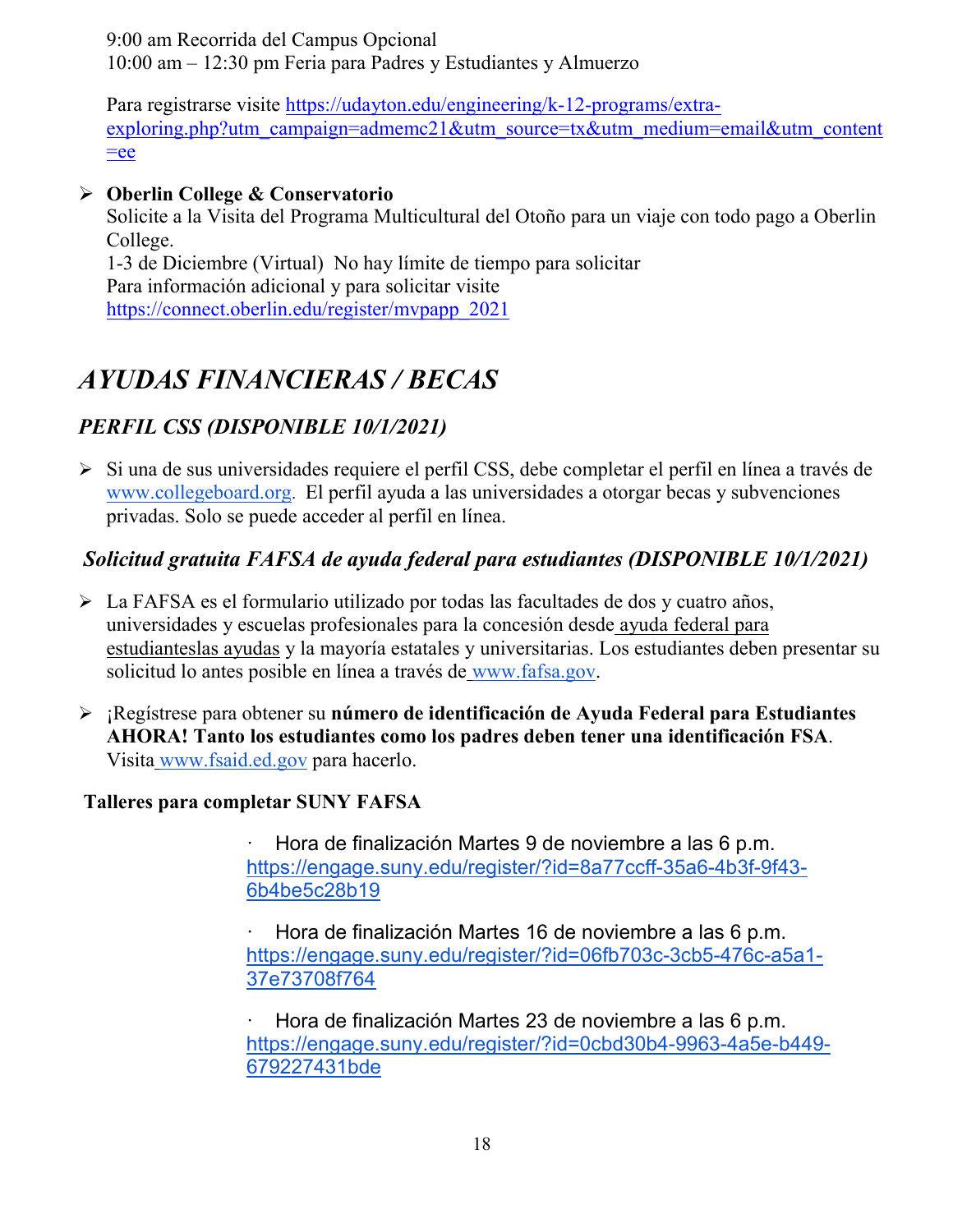9:00 am Recorrida del Campus Opcional
10:00 am – 12:30 pm Feria para Padres y Estudiantes y Almuerzo

Para registrarse visite https://udayton.edu/engineering/k-12-programs/extra-exploring.php?utm_campaign=admemc21&utm_source=tx&utm_medium=email&utm_content=ee

- **Oberlin College & Conservatorio**
  Solicite a la Visita del Programa Multicultural del Otoño para un viaje con todo pago a Oberlin College.
  1-3 de Diciembre (Virtual) No hay límite de tiempo para solicitar
  Para información adicional y para solicitar visite https://connect.oberlin.edu/register/mvpapp_2021

# *AYUDAS FINANCIERAS / BECAS*

## *PERFIL CSS (DISPONIBLE 10/1/2021)*

- Si una de sus universidades requiere el perfil CSS, debe completar el perfil en línea a través de www.collegeboard.org. El perfil ayuda a las universidades a otorgar becas y subvenciones privadas. Solo se puede acceder al perfil en línea.

## *Solicitud gratuita FAFSA de ayuda federal para estudiantes (DISPONIBLE 10/1/2021)*

- La FAFSA es el formulario utilizado por todas las facultades de dos y cuatro años, universidades y escuelas profesionales para la concesión desde ayuda federal para estudianteslas ayudas y la mayoría estatales y universitarias. Los estudiantes deben presentar su solicitud lo antes posible en línea a través de www.fafsa.gov.

- ¡Regístrese para obtener su **número de identificación de Ayuda Federal para Estudiantes AHORA! Tanto los estudiantes como los padres deben tener una identificación FSA**. Visita www.fsaid.ed.gov para hacerlo.

**Talleres para completar SUNY FAFSA**

- Hora de finalización Martes 9 de noviembre a las 6 p.m. https://engage.suny.edu/register/?id=8a77ccff-35a6-4b3f-9f43-6b4be5c28b19

- Hora de finalización Martes 16 de noviembre a las 6 p.m. https://engage.suny.edu/register/?id=06fb703c-3cb5-476c-a5a1-37e73708f764

- Hora de finalización Martes 23 de noviembre a las 6 p.m. https://engage.suny.edu/register/?id=0cbd30b4-9963-4a5e-b449-679227431bde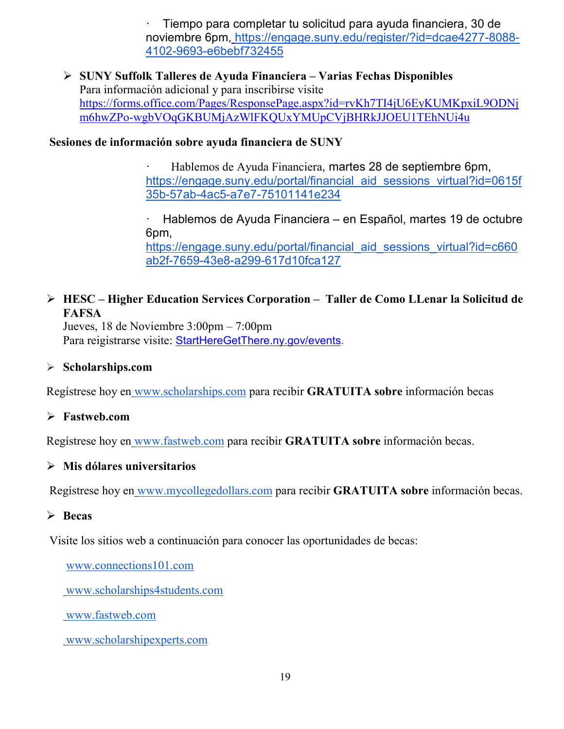- Tiempo para completar tu solicitud para ayuda financiera, 30 de noviembre 6pm, https://engage.suny.edu/register/?id=dcae4277-8088-4102-9693-e6bebf732455

- **SUNY Suffolk Talleres de Ayuda Financiera – Varias Fechas Disponibles**
  Para información adicional y para inscribirse visite https://forms.office.com/Pages/ResponsePage.aspx?id=rvKh7TI4jU6EyKUMKpxiL9ODNjm6hwZPo-wgbVOqGKBUMjAzWlFKQUxYMUpCVjBHRkJJOEU1TEhNUi4u

**Sesiones de información sobre ayuda financiera de SUNY**

- Hablemos de Ayuda Financiera, martes 28 de septiembre 6pm, https://engage.suny.edu/portal/financial_aid_sessions_virtual?id=0615f35b-57ab-4ac5-a7e7-75101141e234

- Hablemos de Ayuda Financiera – en Español, martes 19 de octubre 6pm, https://engage.suny.edu/portal/financial_aid_sessions_virtual?id=c660ab2f-7659-43e8-a299-617d10fca127

- **HESC – Higher Education Services Corporation – Taller de Como LLenar la Solicitud de FAFSA**
  Jueves, 18 de Noviembre 3:00pm – 7:00pm
  Para reigistrarse visite: StartHereGetThere.ny.gov/events.

- **Scholarships.com**

Regístrese hoy en www.scholarships.com para recibir **GRATUITA sobre** información becas

- **Fastweb.com**

Regístrese hoy en www.fastweb.com para recibir **GRATUITA sobre** información becas.

- **Mis dólares universitarios**

Regístrese hoy en www.mycollegedollars.com para recibir **GRATUITA sobre** información becas.

- **Becas**

Visite los sitios web a continuación para conocer las oportunidades de becas:

www.connections101.com

www.scholarships4students.com

www.fastweb.com

www.scholarshipexperts.com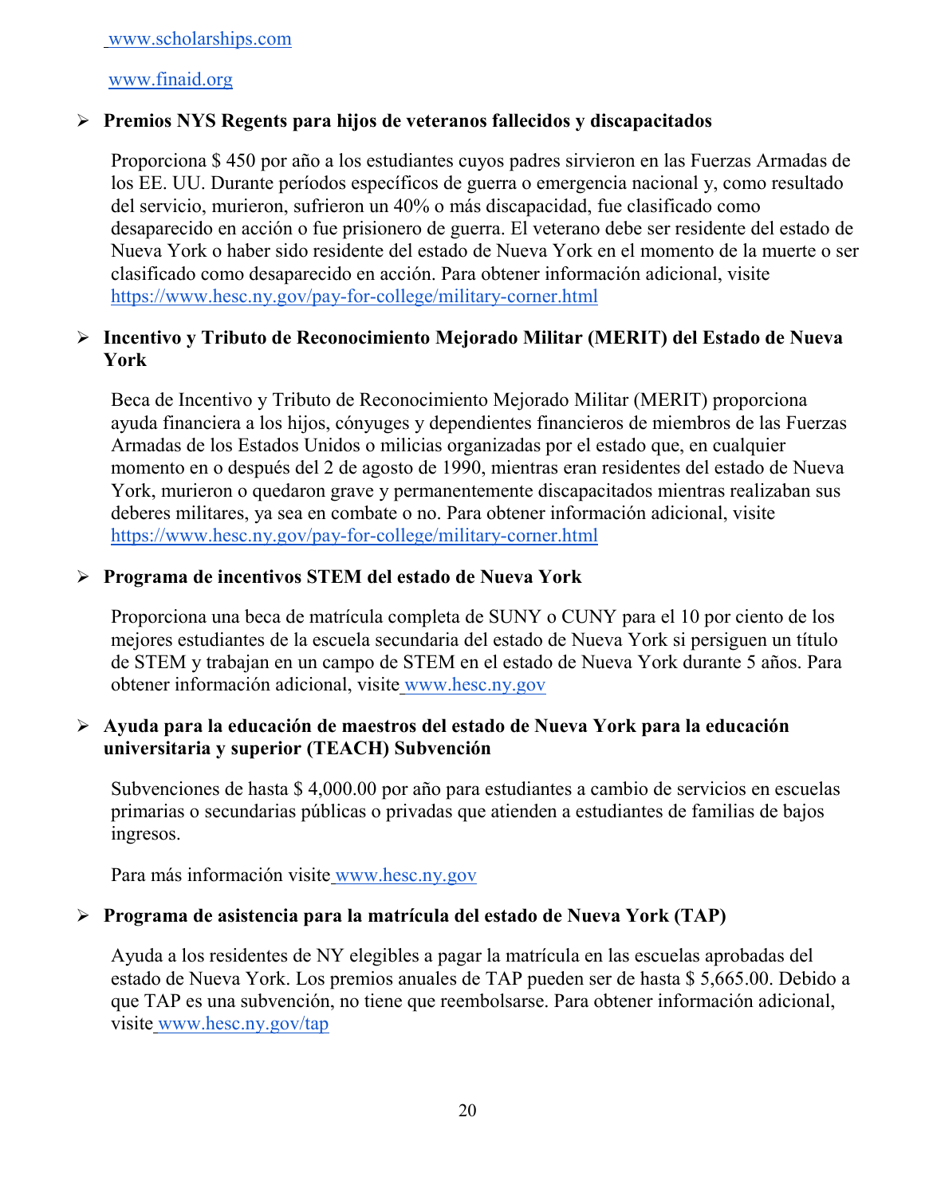[www.scholarships.com](http://www.scholarships.com)

[www.finaid.org](http://www.finaid.org)

- **Premios NYS Regents para hijos de veteranos fallecidos y discapacitados**

  Proporciona $ 450 por año a los estudiantes cuyos padres sirvieron en las Fuerzas Armadas de los EE. UU. Durante períodos específicos de guerra o emergencia nacional y, como resultado del servicio, murieron, sufrieron un 40% o más discapacidad, fue clasificado como desaparecido en acción o fue prisionero de guerra. El veterano debe ser residente del estado de Nueva York o haber sido residente del estado de Nueva York en el momento de la muerte o ser clasificado como desaparecido en acción. Para obtener información adicional, visite https://www.hesc.ny.gov/pay-for-college/military-corner.html

- **Incentivo y Tributo de Reconocimiento Mejorado Militar (MERIT) del Estado de Nueva York**

  Beca de Incentivo y Tributo de Reconocimiento Mejorado Militar (MERIT) proporciona ayuda financiera a los hijos, cónyuges y dependientes financieros de miembros de las Fuerzas Armadas de los Estados Unidos o milicias organizadas por el estado que, en cualquier momento en o después del 2 de agosto de 1990, mientras eran residentes del estado de Nueva York, murieron o quedaron grave y permanentemente discapacitados mientras realizaban sus deberes militares, ya sea en combate o no. Para obtener información adicional, visite https://www.hesc.ny.gov/pay-for-college/military-corner.html

- **Programa de incentivos STEM del estado de Nueva York**

  Proporciona una beca de matrícula completa de SUNY o CUNY para el 10 por ciento de los mejores estudiantes de la escuela secundaria del estado de Nueva York si persiguen un título de STEM y trabajan en un campo de STEM en el estado de Nueva York durante 5 años. Para obtener información adicional, visite [www.hesc.ny.gov](http://www.hesc.ny.gov)

- **Ayuda para la educación de maestros del estado de Nueva York para la educación universitaria y superior (TEACH) Subvención**

  Subvenciones de hasta $ 4,000.00 por año para estudiantes a cambio de servicios en escuelas primarias o secundarias públicas o privadas que atienden a estudiantes de familias de bajos ingresos.

  Para más información visite [www.hesc.ny.gov](http://www.hesc.ny.gov)

- **Programa de asistencia para la matrícula del estado de Nueva York (TAP)**

  Ayuda a los residentes de NY elegibles a pagar la matrícula en las escuelas aprobadas del estado de Nueva York. Los premios anuales de TAP pueden ser de hasta $ 5,665.00. Debido a que TAP es una subvención, no tiene que reembolsarse. Para obtener información adicional, visite [www.hesc.ny.gov/tap](http://www.hesc.ny.gov/tap)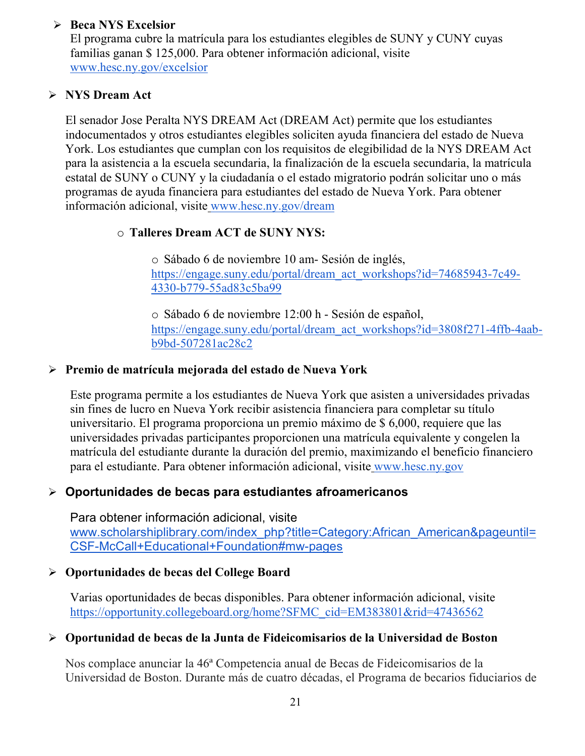- **Beca NYS Excelsior**
  El programa cubre la matrícula para los estudiantes elegibles de SUNY y CUNY cuyas familias ganan $ 125,000. Para obtener información adicional, visite www.hesc.ny.gov/excelsior

- **NYS Dream Act**

  El senador Jose Peralta NYS DREAM Act (DREAM Act) permite que los estudiantes indocumentados y otros estudiantes elegibles soliciten ayuda financiera del estado de Nueva York. Los estudiantes que cumplan con los requisitos de elegibilidad de la NYS DREAM Act para la asistencia a la escuela secundaria, la finalización de la escuela secundaria, la matrícula estatal de SUNY o CUNY y la ciudadanía o el estado migratorio podrán solicitar uno o más programas de ayuda financiera para estudiantes del estado de Nueva York. Para obtener información adicional, visite www.hesc.ny.gov/dream

  - **Talleres Dream ACT de SUNY NYS:**

    - Sábado 6 de noviembre 10 am- Sesión de inglés, https://engage.suny.edu/portal/dream_act_workshops?id=74685943-7c49-4330-b779-55ad83c5ba99

    - Sábado 6 de noviembre 12:00 h - Sesión de español, https://engage.suny.edu/portal/dream_act_workshops?id=3808f271-4ffb-4aab-b9bd-507281ac28c2

- **Premio de matrícula mejorada del estado de Nueva York**

  Este programa permite a los estudiantes de Nueva York que asisten a universidades privadas sin fines de lucro en Nueva York recibir asistencia financiera para completar su título universitario. El programa proporciona un premio máximo de $ 6,000, requiere que las universidades privadas participantes proporcionen una matrícula equivalente y congelen la matrícula del estudiante durante la duración del premio, maximizando el beneficio financiero para el estudiante. Para obtener información adicional, visite www.hesc.ny.gov

- **Oportunidades de becas para estudiantes afroamericanos**

  Para obtener información adicional, visite www.scholarshiplibrary.com/index_php?title=Category:African_American&pageuntil=CSF-McCall+Educational+Foundation#mw-pages

- **Oportunidades de becas del College Board**

  Varias oportunidades de becas disponibles. Para obtener información adicional, visite https://opportunity.collegeboard.org/home?SFMC_cid=EM383801&rid=47436562

- **Oportunidad de becas de la Junta de Fideicomisarios de la Universidad de Boston**

  Nos complace anunciar la 46ª Competencia anual de Becas de Fideicomisarios de la Universidad de Boston. Durante más de cuatro décadas, el Programa de becarios fiduciarios de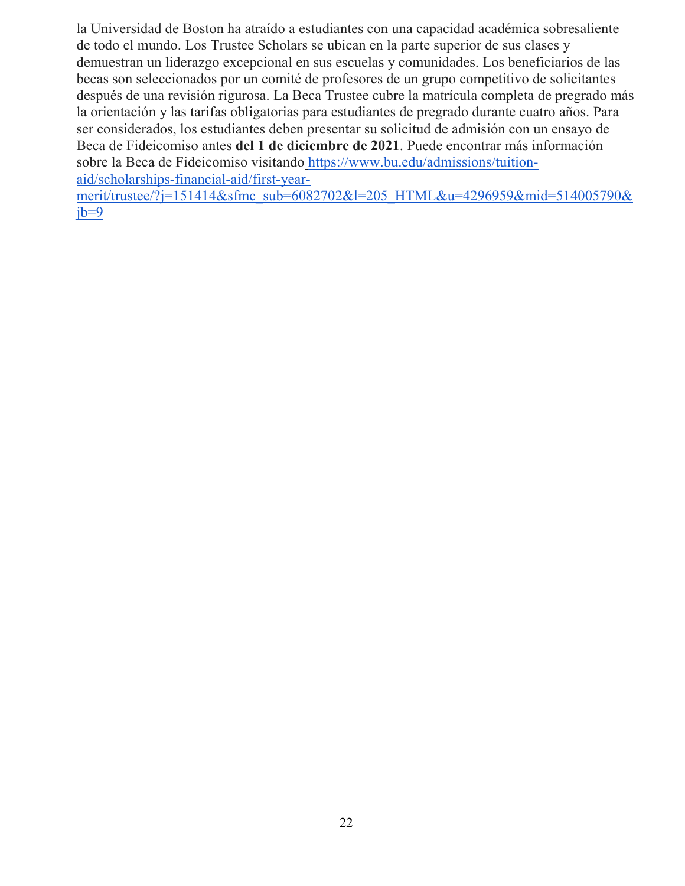la Universidad de Boston ha atraído a estudiantes con una capacidad académica sobresaliente de todo el mundo. Los Trustee Scholars se ubican en la parte superior de sus clases y demuestran un liderazgo excepcional en sus escuelas y comunidades. Los beneficiarios de las becas son seleccionados por un comité de profesores de un grupo competitivo de solicitantes después de una revisión rigurosa. La Beca Trustee cubre la matrícula completa de pregrado más la orientación y las tarifas obligatorias para estudiantes de pregrado durante cuatro años. Para ser considerados, los estudiantes deben presentar su solicitud de admisión con un ensayo de Beca de Fideicomiso antes **del 1 de diciembre de 2021**. Puede encontrar más información sobre la Beca de Fideicomiso visitando [https://www.bu.edu/admissions/tuition-aid/scholarships-financial-aid/first-year-merit/trustee/?j=151414&sfmc_sub=6082702&l=205_HTML&u=4296959&mid=514005790&jb=9](https://www.bu.edu/admissions/tuition-aid/scholarships-financial-aid/first-year-merit/trustee/?j=151414&sfmc_sub=6082702&l=205_HTML&u=4296959&mid=514005790&jb=9)